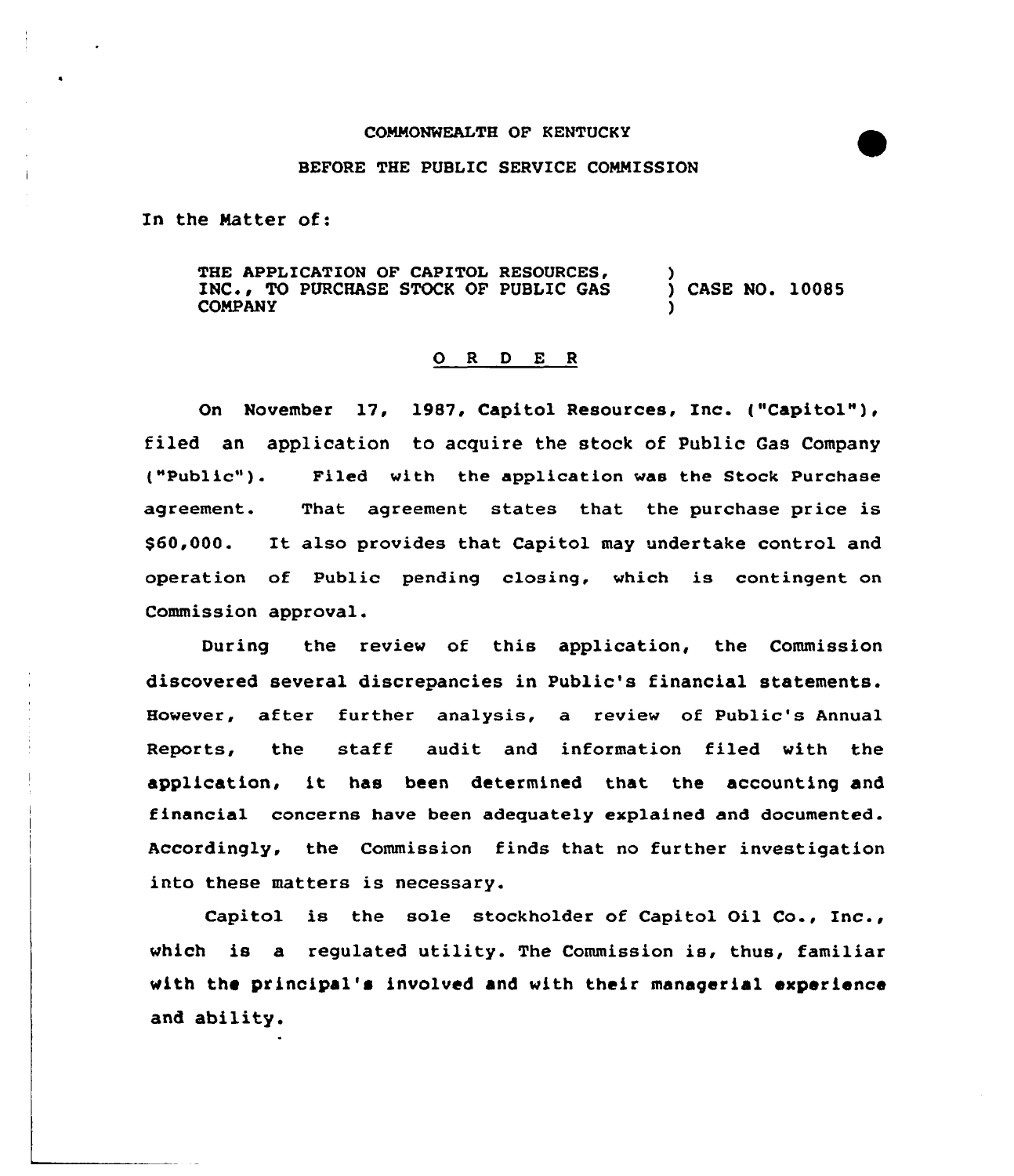COMMONWEALTH OF KENTUCKY

BEFORE THE PUBLIC SERVICE COMMISSION

In the Matter of:

| | | |
|---|---|---|
| THE APPLICATION OF CAPITOL RESOURCES, INC., TO PURCHASE STOCK OF PUBLIC GAS COMPANY | ) ) ) | CASE NO. 10085 |

## O R D E R

On November 17, 1987, Capitol Resources, Inc. ("Capitol"), filed an application to acquire the stock of Public Gas Company ("Public"). Filed with the application was the Stock Purchase agreement. That agreement states that the purchase price is $60,000. It also provides that Capitol may undertake control and operation of Public pending closing, which is contingent on Commission approval.

During the review of this application, the Commission discovered several discrepancies in Public's financial statements. However, after further analysis, a review of Public's Annual Reports, the staff audit and information filed with the application, it has been determined that the accounting and financial concerns have been adequately explained and documented. Accordingly, the Commission finds that no further investigation into these matters is necessary.

Capitol is the sole stockholder of Capitol Oil Co., Inc., which is a regulated utility. The Commission is, thus, familiar with the principal's involved and with their managerial experience and ability.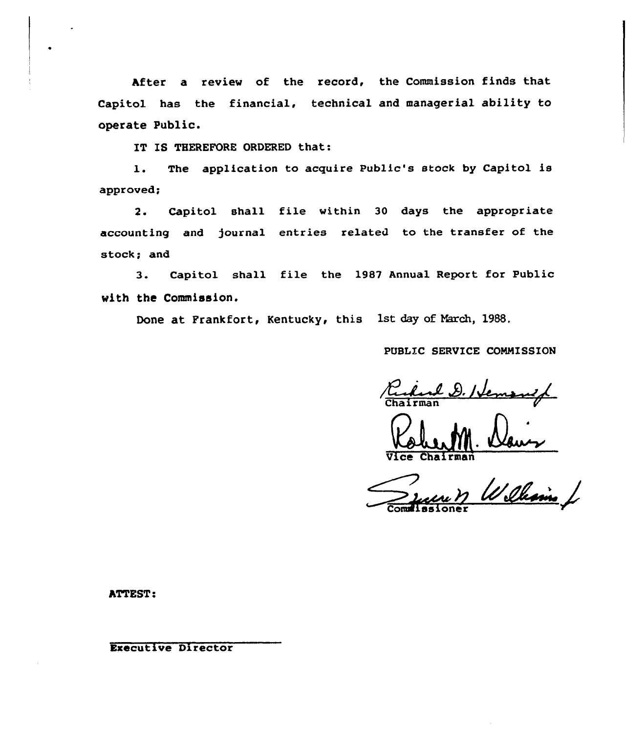After a review of the record, the Commission finds that Capitol has the financial, technical and managerial ability to operate Public.

IT IS THEREFORE ORDERED that:

1. The application to acquire Public's stock by Capitol is approved;

2. Capitol shall file within 30 days the appropriate accounting and journal entries related to the transfer of the stock; and

3. Capitol shall file the 1987 Annual Report for Public with the Commission.

Done at Frankfort, Kentucky, this 1st day of March, 1988.

PUBLIC SERVICE COMMISSION

Richard D. Heman Jr.
Chairman

Robert M. Davis
Vice Chairman

Susan M. Williams
Commissioner

ATTEST:

Executive Director